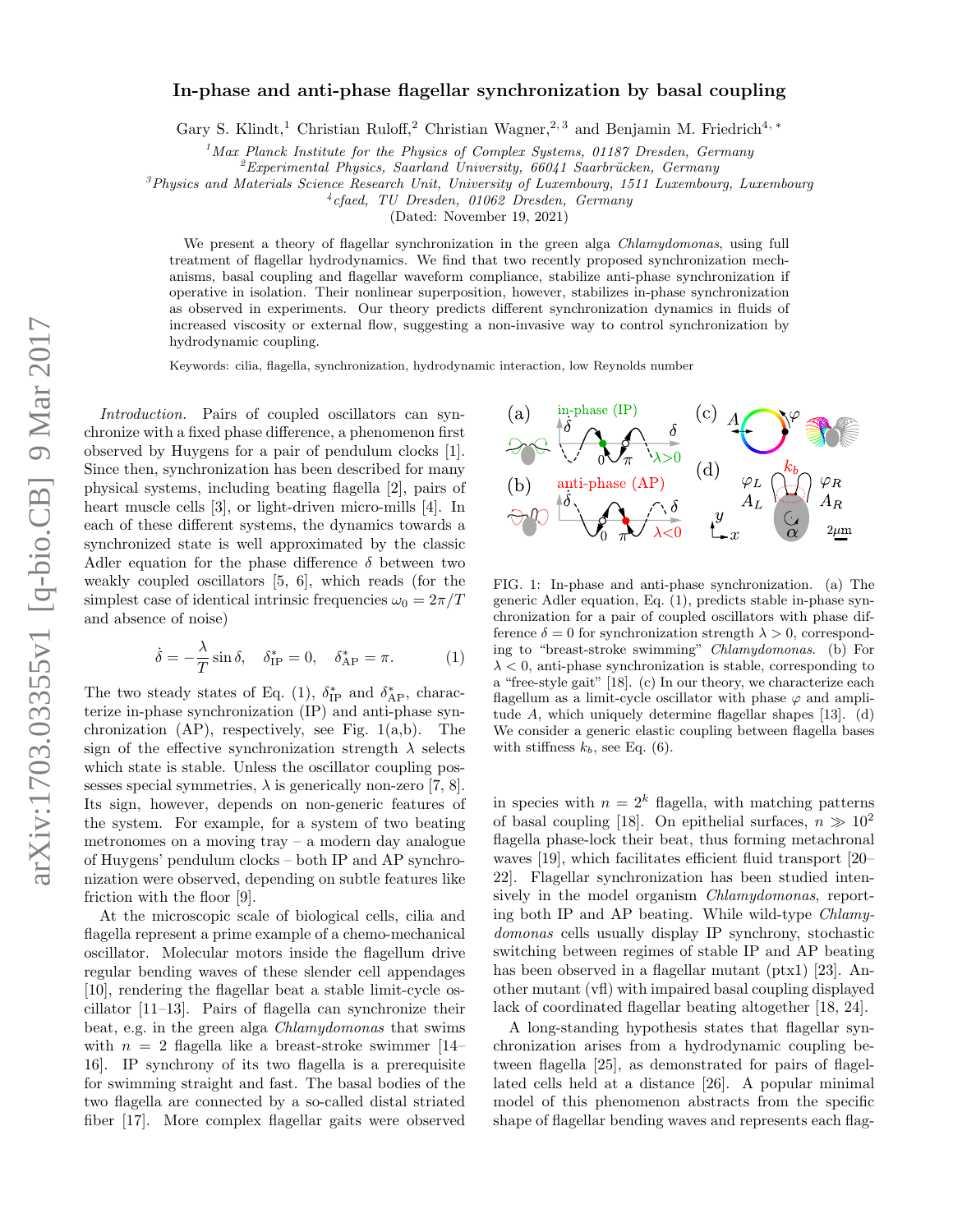# In-phase and anti-phase flagellar synchronization by basal coupling

Gary S. Klindt,[1] Christian Ruloff,[2] Christian Wagner,[2,3] and Benjamin M. Friedrich[4,*]

[1] *Max Planck Institute for the Physics of Complex Systems, 01187 Dresden, Germany*
[2] *Experimental Physics, Saarland University, 66041 Saarbrücken, Germany*
[3] *Physics and Materials Science Research Unit, University of Luxembourg, 1511 Luxembourg, Luxembourg*
[4] *cfaed, TU Dresden, 01062 Dresden, Germany*

(Dated: November 19, 2021)

We present a theory of flagellar synchronization in the green alga *Chlamydomonas*, using full treatment of flagellar hydrodynamics. We find that two recently proposed synchronization mechanisms, basal coupling and flagellar waveform compliance, stabilize anti-phase synchronization if operative in isolation. Their nonlinear superposition, however, stabilizes in-phase synchronization as observed in experiments. Our theory predicts different synchronization dynamics in fluids of increased viscosity or external flow, suggesting a non-invasive way to control synchronization by hydrodynamic coupling.

Keywords: cilia, flagella, synchronization, hydrodynamic interaction, low Reynolds number

*Introduction.* Pairs of coupled oscillators can synchronize with a fixed phase difference, a phenomenon first observed by Huygens for a pair of pendulum clocks [1]. Since then, synchronization has been described for many physical systems, including beating flagella [2], pairs of heart muscle cells [3], or light-driven micro-mills [4]. In each of these different systems, the dynamics towards a synchronized state is well approximated by the classic Adler equation for the phase difference $\delta$ between two weakly coupled oscillators [5, 6], which reads (for the simplest case of identical intrinsic frequencies $\omega_0 = 2\pi/T$ and absence of noise)

$$\dot{\delta} = -\frac{\lambda}{T}\sin\delta, \quad \delta^*_{\mathrm{IP}} = 0, \quad \delta^*_{\mathrm{AP}} = \pi. \qquad (1)$$

The two steady states of Eq. (1), $\delta^*_{\mathrm{IP}}$ and $\delta^*_{\mathrm{AP}}$, characterize in-phase synchronization (IP) and anti-phase synchronization (AP), respectively, see Fig. 1(a,b). The sign of the effective synchronization strength $\lambda$ selects which state is stable. Unless the oscillator coupling possesses special symmetries, $\lambda$ is generically non-zero [7, 8]. Its sign, however, depends on non-generic features of the system. For example, for a system of two beating metronomes on a moving tray – a modern day analogue of Huygens' pendulum clocks – both IP and AP synchronization were observed, depending on subtle features like friction with the floor [9].

At the microscopic scale of biological cells, cilia and flagella represent a prime example of a chemo-mechanical oscillator. Molecular motors inside the flagellum drive regular bending waves of these slender cell appendages [10], rendering the flagellar beat a stable limit-cycle oscillator [11–13]. Pairs of flagella can synchronize their beat, e.g. in the green alga *Chlamydomonas* that swims with $n = 2$ flagella like a breast-stroke swimmer [14–16]. IP synchrony of its two flagella is a prerequisite for swimming straight and fast. The basal bodies of the two flagella are connected by a so-called distal striated fiber [17]. More complex flagellar gaits were observed in species with $n = 2^k$ flagella, with matching patterns of basal coupling [18]. On epithelial surfaces, $n \gg 10^2$ flagella phase-lock their beat, thus forming metachronal waves [19], which facilitates efficient fluid transport [20–22]. Flagellar synchronization has been studied intensively in the model organism *Chlamydomonas*, reporting both IP and AP beating. While wild-type *Chlamydomonas* cells usually display IP synchrony, stochastic switching between regimes of stable IP and AP beating has been observed in a flagellar mutant (ptx1) [23]. Another mutant (vfl) with impaired basal coupling displayed lack of coordinated flagellar beating altogether [18, 24].

A long-standing hypothesis states that flagellar synchronization arises from a hydrodynamic coupling between flagella [25], as demonstrated for pairs of flagellated cells held at a distance [26]. A popular minimal model of this phenomenon abstracts from the specific shape of flagellar bending waves and represents each flag-

FIG. 1: In-phase and anti-phase synchronization. (a) The generic Adler equation, Eq. (1), predicts stable in-phase synchronization for a pair of coupled oscillators with phase difference $\delta = 0$ for synchronization strength $\lambda > 0$, corresponding to "breast-stroke swimming" *Chlamydomonas*. (b) For $\lambda < 0$, anti-phase synchronization is stable, corresponding to a "free-style gait" [18]. (c) In our theory, we characterize each flagellum as a limit-cycle oscillator with phase $\varphi$ and amplitude $A$, which uniquely determine flagellar shapes [13]. (d) We consider a generic elastic coupling between flagella bases with stiffness $k_b$, see Eq. (6).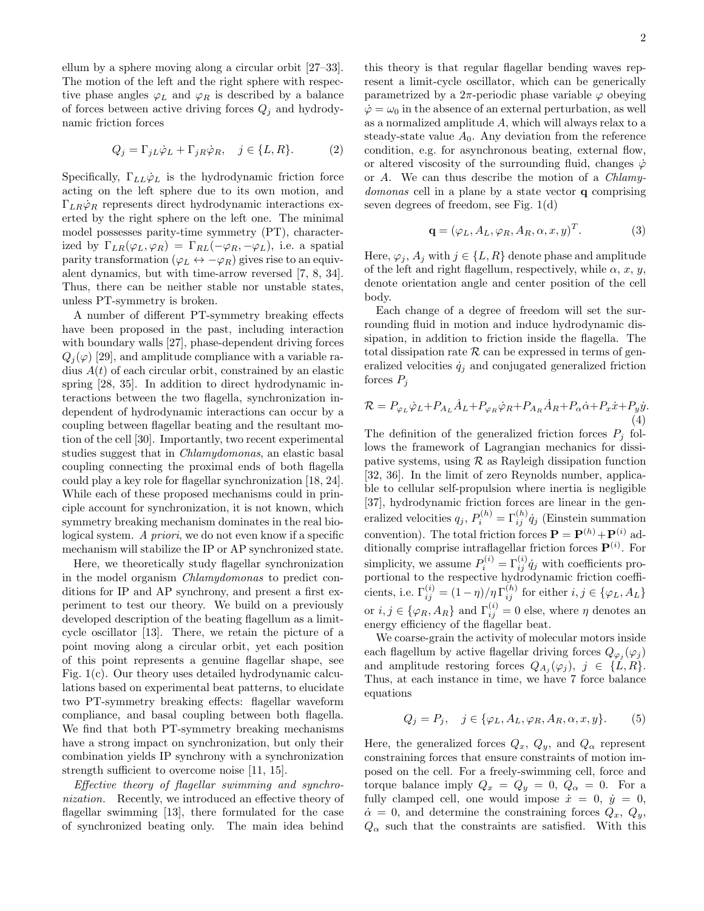ellum by a sphere moving along a circular orbit [27–33]. The motion of the left and the right sphere with respective phase angles $\varphi_L$ and $\varphi_R$ is described by a balance of forces between active driving forces $Q_j$ and hydrodynamic friction forces

$$Q_j = \Gamma_{jL}\dot{\varphi}_L + \Gamma_{jR}\dot{\varphi}_R, \quad j \in \{L, R\}. \tag{2}$$

Specifically, $\Gamma_{LL}\dot{\varphi}_L$ is the hydrodynamic friction force acting on the left sphere due to its own motion, and $\Gamma_{LR}\dot{\varphi}_R$ represents direct hydrodynamic interactions exerted by the right sphere on the left one. The minimal model possesses parity-time symmetry (PT), characterized by $\Gamma_{LR}(\varphi_L, \varphi_R) = \Gamma_{RL}(-\varphi_R, -\varphi_L)$, i.e. a spatial parity transformation ($\varphi_L \leftrightarrow -\varphi_R$) gives rise to an equivalent dynamics, but with time-arrow reversed [7, 8, 34]. Thus, there can be neither stable nor unstable states, unless PT-symmetry is broken.

A number of different PT-symmetry breaking effects have been proposed in the past, including interaction with boundary walls [27], phase-dependent driving forces $Q_j(\varphi)$ [29], and amplitude compliance with a variable radius $A(t)$ of each circular orbit, constrained by an elastic spring [28, 35]. In addition to direct hydrodynamic interactions between the two flagella, synchronization independent of hydrodynamic interactions can occur by a coupling between flagellar beating and the resultant motion of the cell [30]. Importantly, two recent experimental studies suggest that in *Chlamydomonas*, an elastic basal coupling connecting the proximal ends of both flagella could play a key role for flagellar synchronization [18, 24]. While each of these proposed mechanisms could in principle account for synchronization, it is not known, which symmetry breaking mechanism dominates in the real biological system. *A priori*, we do not even know if a specific mechanism will stabilize the IP or AP synchronized state.

Here, we theoretically study flagellar synchronization in the model organism *Chlamydomonas* to predict conditions for IP and AP synchrony, and present a first experiment to test our theory. We build on a previously developed description of the beating flagellum as a limit-cycle oscillator [13]. There, we retain the picture of a point moving along a circular orbit, yet each position of this point represents a genuine flagellar shape, see Fig. 1(c). Our theory uses detailed hydrodynamic calculations based on experimental beat patterns, to elucidate two PT-symmetry breaking effects: flagellar waveform compliance, and basal coupling between both flagella. We find that both PT-symmetry breaking mechanisms have a strong impact on synchronization, but only their combination yields IP synchrony with a synchronization strength sufficient to overcome noise [11, 15].

*Effective theory of flagellar swimming and synchronization.* Recently, we introduced an effective theory of flagellar swimming [13], there formulated for the case of synchronized beating only. The main idea behind this theory is that regular flagellar bending waves represent a limit-cycle oscillator, which can be generically parametrized by a $2\pi$-periodic phase variable $\varphi$ obeying $\dot{\varphi} = \omega_0$ in the absence of an external perturbation, as well as a normalized amplitude $A$, which will always relax to a steady-state value $A_0$. Any deviation from the reference condition, e.g. for asynchronous beating, external flow, or altered viscosity of the surrounding fluid, changes $\dot{\varphi}$ or $A$. We can thus describe the motion of a *Chlamydomonas* cell in a plane by a state vector $\mathbf{q}$ comprising seven degrees of freedom, see Fig. 1(d)

$$\mathbf{q} = (\varphi_L, A_L, \varphi_R, A_R, \alpha, x, y)^T. \tag{3}$$

Here, $\varphi_j$, $A_j$ with $j \in \{L, R\}$ denote phase and amplitude of the left and right flagellum, respectively, while $\alpha$, $x$, $y$, denote orientation angle and center position of the cell body.

Each change of a degree of freedom will set the surrounding fluid in motion and induce hydrodynamic dissipation, in addition to friction inside the flagella. The total dissipation rate $\mathcal{R}$ can be expressed in terms of generalized velocities $\dot{q}_j$ and conjugated generalized friction forces $P_j$

$$\mathcal{R} = P_{\varphi_L}\dot{\varphi}_L + P_{A_L}\dot{A}_L + P_{\varphi_R}\dot{\varphi}_R + P_{A_R}\dot{A}_R + P_\alpha\dot{\alpha} + P_x\dot{x} + P_y\dot{y}. \tag{4}$$

The definition of the generalized friction forces $P_j$ follows the framework of Lagrangian mechanics for dissipative systems, using $\mathcal{R}$ as Rayleigh dissipation function [32, 36]. In the limit of zero Reynolds number, applicable to cellular self-propulsion where inertia is negligible [37], hydrodynamic friction forces are linear in the generalized velocities $q_j$, $P_i^{(h)} = \Gamma_{ij}^{(h)}\dot{q}_j$ (Einstein summation convention). The total friction forces $\mathbf{P} = \mathbf{P}^{(h)} + \mathbf{P}^{(i)}$ additionally comprise intraflagellar friction forces $\mathbf{P}^{(i)}$. For simplicity, we assume $P_i^{(i)} = \Gamma_{ij}^{(i)}\dot{q}_j$ with coefficients proportional to the respective hydrodynamic friction coefficients, i.e. $\Gamma_{ij}^{(i)} = (1-\eta)/\eta\,\Gamma_{ij}^{(h)}$ for either $i, j \in \{\varphi_L, A_L\}$ or $i, j \in \{\varphi_R, A_R\}$ and $\Gamma_{ij}^{(i)} = 0$ else, where $\eta$ denotes an energy efficiency of the flagellar beat.

We coarse-grain the activity of molecular motors inside each flagellum by active flagellar driving forces $Q_{\varphi_j}(\varphi_j)$ and amplitude restoring forces $Q_{A_j}(\varphi_j)$, $j \in \{L, R\}$. Thus, at each instance in time, we have 7 force balance equations

$$Q_j = P_j, \quad j \in \{\varphi_L, A_L, \varphi_R, A_R, \alpha, x, y\}. \tag{5}$$

Here, the generalized forces $Q_x$, $Q_y$, and $Q_\alpha$ represent constraining forces that ensure constraints of motion imposed on the cell. For a freely-swimming cell, force and torque balance imply $Q_x = Q_y = 0$, $Q_\alpha = 0$. For a fully clamped cell, one would impose $\dot{x} = 0$, $\dot{y} = 0$, $\dot{\alpha} = 0$, and determine the constraining forces $Q_x$, $Q_y$, $Q_\alpha$ such that the constraints are satisfied. With this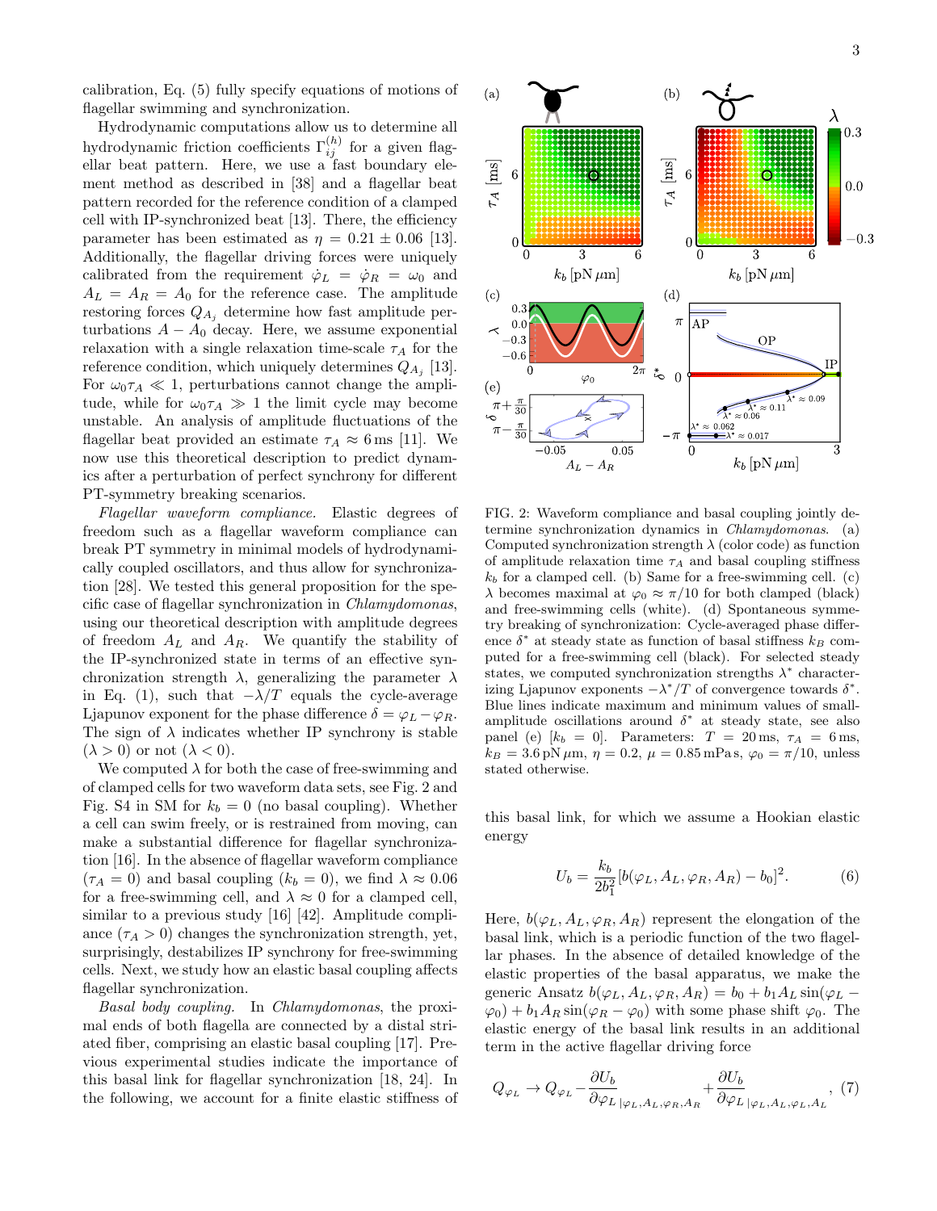calibration, Eq. (5) fully specify equations of motions of flagellar swimming and synchronization.

Hydrodynamic computations allow us to determine all hydrodynamic friction coefficients $\Gamma_{ij}^{(h)}$ for a given flagellar beat pattern. Here, we use a fast boundary element method as described in [38] and a flagellar beat pattern recorded for the reference condition of a clamped cell with IP-synchronized beat [13]. There, the efficiency parameter has been estimated as $\eta = 0.21 \pm 0.06$ [13]. Additionally, the flagellar driving forces were uniquely calibrated from the requirement $\dot{\varphi}_L = \dot{\varphi}_R = \omega_0$ and $A_L = A_R = A_0$ for the reference case. The amplitude restoring forces $Q_{A_j}$ determine how fast amplitude perturbations $A - A_0$ decay. Here, we assume exponential relaxation with a single relaxation time-scale $\tau_A$ for the reference condition, which uniquely determines $Q_{A_j}$ [13]. For $\omega_0 \tau_A \ll 1$, perturbations cannot change the amplitude, while for $\omega_0 \tau_A \gg 1$ the limit cycle may become unstable. An analysis of amplitude fluctuations of the flagellar beat provided an estimate $\tau_A \approx 6\,\mathrm{ms}$ [11]. We now use this theoretical description to predict dynamics after a perturbation of perfect synchrony for different PT-symmetry breaking scenarios.

*Flagellar waveform compliance.* Elastic degrees of freedom such as a flagellar waveform compliance can break PT symmetry in minimal models of hydrodynamically coupled oscillators, and thus allow for synchronization [28]. We tested this general proposition for the specific case of flagellar synchronization in *Chlamydomonas*, using our theoretical description with amplitude degrees of freedom $A_L$ and $A_R$. We quantify the stability of the IP-synchronized state in terms of an effective synchronization strength $\lambda$, generalizing the parameter $\lambda$ in Eq. (1), such that $-\lambda/T$ equals the cycle-average Ljapunov exponent for the phase difference $\delta = \varphi_L - \varphi_R$. The sign of $\lambda$ indicates whether IP synchrony is stable ($\lambda > 0$) or not ($\lambda < 0$).

We computed $\lambda$ for both the case of free-swimming and of clamped cells for two waveform data sets, see Fig. 2 and Fig. S4 in SM for $k_b = 0$ (no basal coupling). Whether a cell can swim freely, or is restrained from moving, can make a substantial difference for flagellar synchronization [16]. In the absence of flagellar waveform compliance ($\tau_A = 0$) and basal coupling ($k_b = 0$), we find $\lambda \approx 0.06$ for a free-swimming cell, and $\lambda \approx 0$ for a clamped cell, similar to a previous study [16] [42]. Amplitude compliance ($\tau_A > 0$) changes the synchronization strength, yet, surprisingly, destabilizes IP synchrony for free-swimming cells. Next, we study how an elastic basal coupling affects flagellar synchronization.

*Basal body coupling.* In *Chlamydomonas*, the proximal ends of both flagella are connected by a distal striated fiber, comprising an elastic basal coupling [17]. Previous experimental studies indicate the importance of this basal link for flagellar synchronization [18, 24]. In the following, we account for a finite elastic stiffness of this basal link, for which we assume a Hookian elastic energy

$$U_b = \frac{k_b}{2b_1^2}\left[b(\varphi_L, A_L, \varphi_R, A_R) - b_0\right]^2. \qquad (6)$$

Here, $b(\varphi_L, A_L, \varphi_R, A_R)$ represent the elongation of the basal link, which is a periodic function of the two flagellar phases. In the absence of detailed knowledge of the elastic properties of the basal apparatus, we make the generic Ansatz $b(\varphi_L, A_L, \varphi_R, A_R) = b_0 + b_1 A_L \sin(\varphi_L - \varphi_0) + b_1 A_R \sin(\varphi_R - \varphi_0)$ with some phase shift $\varphi_0$. The elastic energy of the basal link results in an additional term in the active flagellar driving force

$$Q_{\varphi_L} \to Q_{\varphi_L} - \frac{\partial U_b}{\partial \varphi_L}_{|\varphi_L, A_L, \varphi_R, A_R} + \frac{\partial U_b}{\partial \varphi_L}_{|\varphi_L, A_L, \varphi_L, A_L}, \qquad (7)$$

FIG. 2: Waveform compliance and basal coupling jointly determine synchronization dynamics in *Chlamydomonas*. (a) Computed synchronization strength $\lambda$ (color code) as function of amplitude relaxation time $\tau_A$ and basal coupling stiffness $k_b$ for a clamped cell. (b) Same for a free-swimming cell. (c) $\lambda$ becomes maximal at $\varphi_0 \approx \pi/10$ for both clamped (black) and free-swimming cells (white). (d) Spontaneous symmetry breaking of synchronization: Cycle-averaged phase difference $\delta^*$ at steady state as function of basal stiffness $k_B$ computed for a free-swimming cell (black). For selected steady states, we computed synchronization strengths $\lambda^*$ characterizing Ljapunov exponents $-\lambda^*/T$ of convergence towards $\delta^*$. Blue lines indicate maximum and minimum values of small-amplitude oscillations around $\delta^*$ at steady state, see also panel (e) [$k_b = 0$]. Parameters: $T = 20\,\mathrm{ms}$, $\tau_A = 6\,\mathrm{ms}$, $k_B = 3.6\,\mathrm{pN}\,\mu\mathrm{m}$, $\eta = 0.2$, $\mu = 0.85\,\mathrm{mPa\,s}$, $\varphi_0 = \pi/10$, unless stated otherwise.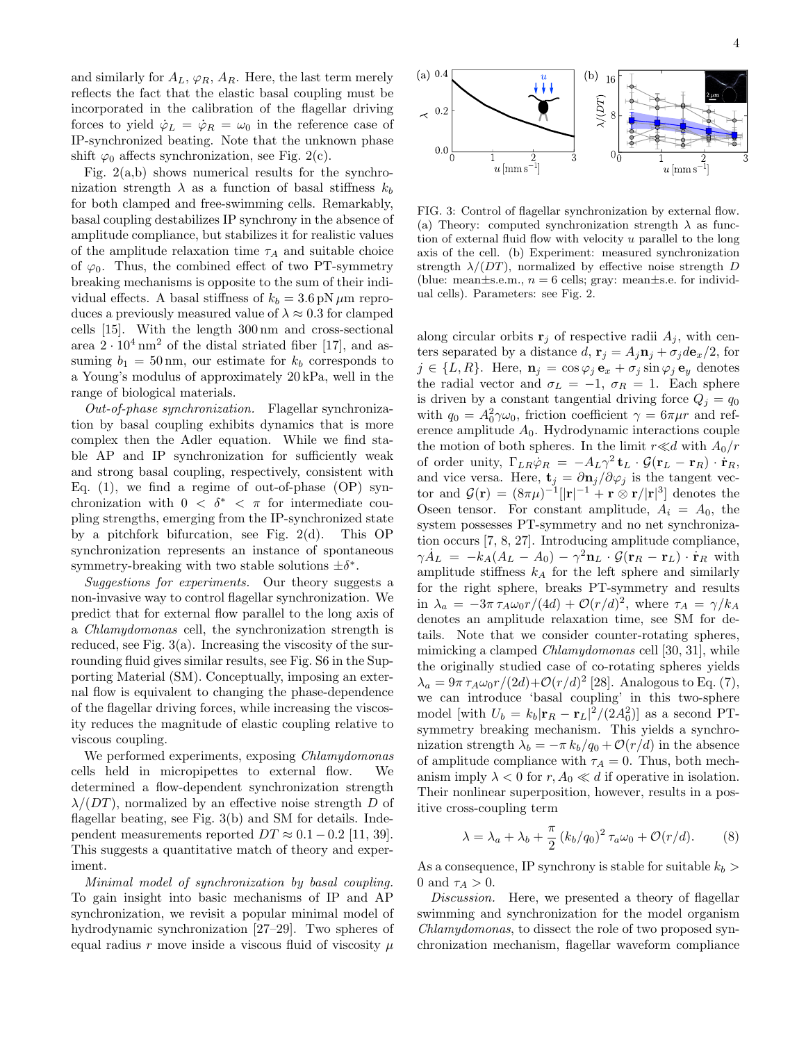and similarly for $A_L$, $\varphi_R$, $A_R$. Here, the last term merely reflects the fact that the elastic basal coupling must be incorporated in the calibration of the flagellar driving forces to yield $\dot{\varphi}_L = \dot{\varphi}_R = \omega_0$ in the reference case of IP-synchronized beating. Note that the unknown phase shift $\varphi_0$ affects synchronization, see Fig. 2(c).

Fig. 2(a,b) shows numerical results for the synchronization strength $\lambda$ as a function of basal stiffness $k_b$ for both clamped and free-swimming cells. Remarkably, basal coupling destabilizes IP synchrony in the absence of amplitude compliance, but stabilizes it for realistic values of the amplitude relaxation time $\tau_A$ and suitable choice of $\varphi_0$. Thus, the combined effect of two PT-symmetry breaking mechanisms is opposite to the sum of their individual effects. A basal stiffness of $k_b = 3.6\,\mathrm{pN}\,\mu\mathrm{m}$ reproduces a previously measured value of $\lambda \approx 0.3$ for clamped cells [15]. With the length 300 nm and cross-sectional area $2 \cdot 10^4\,\mathrm{nm}^2$ of the distal striated fiber [17], and assuming $b_1 = 50\,\mathrm{nm}$, our estimate for $k_b$ corresponds to a Young's modulus of approximately 20 kPa, well in the range of biological materials.

*Out-of-phase synchronization.* Flagellar synchronization by basal coupling exhibits dynamics that is more complex then the Adler equation. While we find stable AP and IP synchronization for sufficiently weak and strong basal coupling, respectively, consistent with Eq. (1), we find a regime of out-of-phase (OP) synchronization with $0 < \delta^* < \pi$ for intermediate coupling strengths, emerging from the IP-synchronized state by a pitchfork bifurcation, see Fig. 2(d). This OP synchronization represents an instance of spontaneous symmetry-breaking with two stable solutions $\pm\delta^*$.

*Suggestions for experiments.* Our theory suggests a non-invasive way to control flagellar synchronization. We predict that for external flow parallel to the long axis of a *Chlamydomonas* cell, the synchronization strength is reduced, see Fig. 3(a). Increasing the viscosity of the surrounding fluid gives similar results, see Fig. S6 in the Supporting Material (SM). Conceptually, imposing an external flow is equivalent to changing the phase-dependence of the flagellar driving forces, while increasing the viscosity reduces the magnitude of elastic coupling relative to viscous coupling.

We performed experiments, exposing *Chlamydomonas* cells held in micropipettes to external flow. We determined a flow-dependent synchronization strength $\lambda/(DT)$, normalized by an effective noise strength $D$ of flagellar beating, see Fig. 3(b) and SM for details. Independent measurements reported $DT \approx 0.1 - 0.2$ [11, 39]. This suggests a quantitative match of theory and experiment.

*Minimal model of synchronization by basal coupling.* To gain insight into basic mechanisms of IP and AP synchronization, we revisit a popular minimal model of hydrodynamic synchronization [27–29]. Two spheres of equal radius $r$ move inside a viscous fluid of viscosity $\mu$ along circular orbits $\mathbf{r}_j$ of respective radii $A_j$, with centers separated by a distance $d$, $\mathbf{r}_j = A_j \mathbf{n}_j + \sigma_j d \mathbf{e}_x/2$, for $j \in \{L, R\}$. Here, $\mathbf{n}_j = \cos\varphi_j\,\mathbf{e}_x + \sigma_j \sin\varphi_j\,\mathbf{e}_y$ denotes the radial vector and $\sigma_L = -1$, $\sigma_R = 1$. Each sphere is driven by a constant tangential driving force $Q_j = q_0$ with $q_0 = A_0^2 \gamma \omega_0$, friction coefficient $\gamma = 6\pi\mu r$ and reference amplitude $A_0$. Hydrodynamic interactions couple the motion of both spheres. In the limit $r \ll d$ with $A_0/r$ of order unity, $\Gamma_{LR}\dot{\varphi}_R = -A_L \gamma^2\,\mathbf{t}_L \cdot \mathcal{G}(\mathbf{r}_L - \mathbf{r}_R) \cdot \dot{\mathbf{r}}_R$, and vice versa. Here, $\mathbf{t}_j = \partial \mathbf{n}_j/\partial \varphi_j$ is the tangent vector and $\mathcal{G}(\mathbf{r}) = (8\pi\mu)^{-1}[|\mathbf{r}|^{-1} + \mathbf{r} \otimes \mathbf{r}/|\mathbf{r}|^3]$ denotes the Oseen tensor. For constant amplitude, $A_i = A_0$, the system possesses PT-symmetry and no net synchronization occurs [7, 8, 27]. Introducing amplitude compliance, $\gamma \dot{A}_L = -k_A(A_L - A_0) - \gamma^2 \mathbf{n}_L \cdot \mathcal{G}(\mathbf{r}_R - \mathbf{r}_L) \cdot \dot{\mathbf{r}}_R$ with amplitude stiffness $k_A$ for the left sphere and similarly for the right sphere, breaks PT-symmetry and results in $\lambda_a = -3\pi\,\tau_A \omega_0 r/(4d) + \mathcal{O}(r/d)^2$, where $\tau_A = \gamma/k_A$ denotes an amplitude relaxation time, see SM for details. Note that we consider counter-rotating spheres, mimicking a clamped *Chlamydomonas* cell [30, 31], while the originally studied case of co-rotating spheres yields $\lambda_a = 9\pi\,\tau_A \omega_0 r/(2d) + \mathcal{O}(r/d)^2$ [28]. Analogous to Eq. (7), we can introduce 'basal coupling' in this two-sphere model [with $U_b = k_b|\mathbf{r}_R - \mathbf{r}_L|^2/(2A_0^2)$] as a second PT-symmetry breaking mechanism. This yields a synchronization strength $\lambda_b = -\pi\,k_b/q_0 + \mathcal{O}(r/d)$ in the absence of amplitude compliance with $\tau_A = 0$. Thus, both mechanism imply $\lambda < 0$ for $r, A_0 \ll d$ if operative in isolation. Their nonlinear superposition, however, results in a positive cross-coupling term

$$\lambda = \lambda_a + \lambda_b + \frac{\pi}{2}\,(k_b/q_0)^2\,\tau_a \omega_0 + \mathcal{O}(r/d). \tag{8}$$

As a consequence, IP synchrony is stable for suitable $k_b > 0$ and $\tau_A > 0$.

*Discussion.* Here, we presented a theory of flagellar swimming and synchronization for the model organism *Chlamydomonas*, to dissect the role of two proposed synchronization mechanism, flagellar waveform compliance

FIG. 3: Control of flagellar synchronization by external flow. (a) Theory: computed synchronization strength $\lambda$ as function of external fluid flow with velocity $u$ parallel to the long axis of the cell. (b) Experiment: measured synchronization strength $\lambda/(DT)$, normalized by effective noise strength $D$ (blue: mean±s.e.m., $n = 6$ cells; gray: mean±s.e. for individual cells). Parameters: see Fig. 2.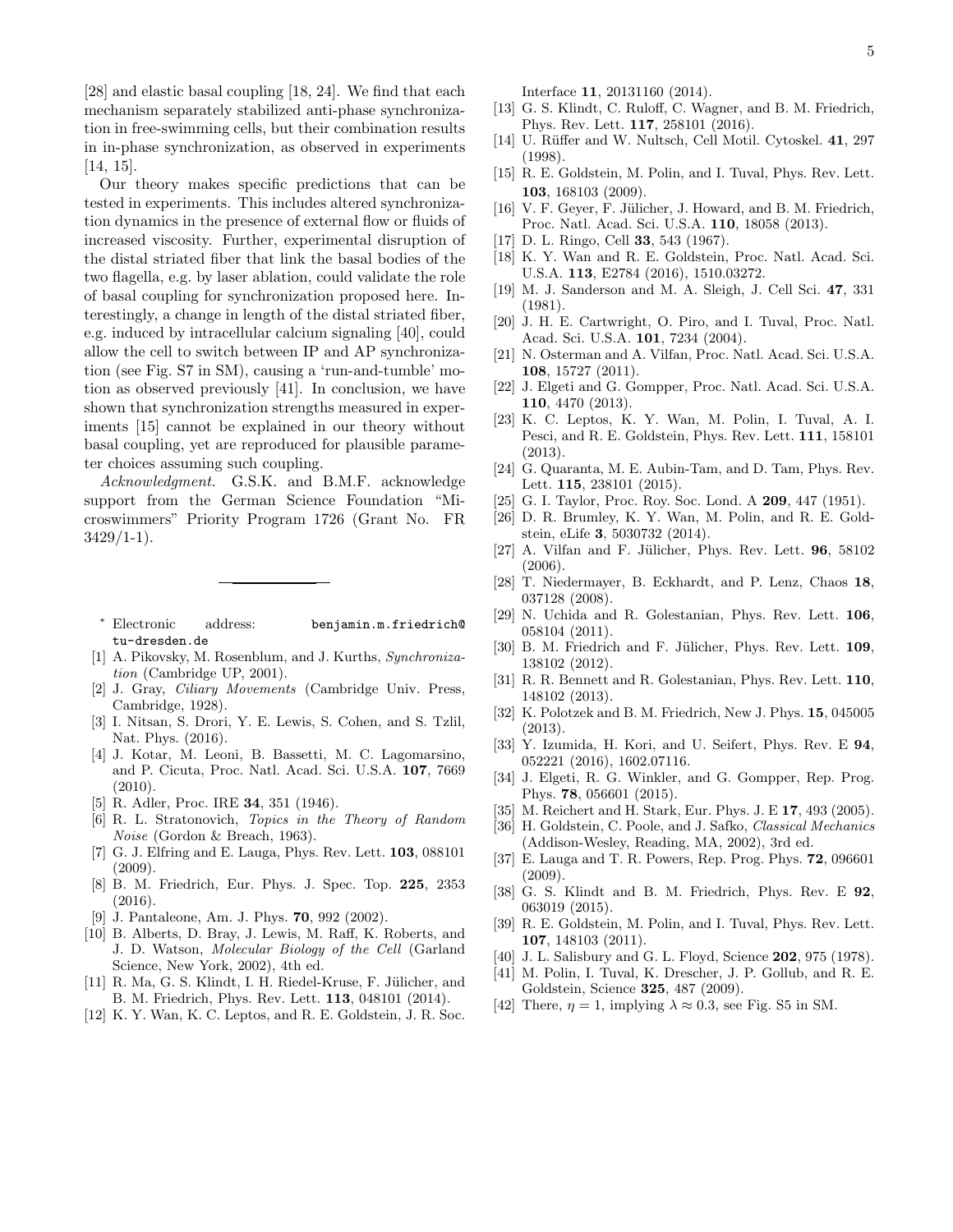[28] and elastic basal coupling [18, 24]. We find that each mechanism separately stabilized anti-phase synchronization in free-swimming cells, but their combination results in in-phase synchronization, as observed in experiments [14, 15].

Our theory makes specific predictions that can be tested in experiments. This includes altered synchronization dynamics in the presence of external flow or fluids of increased viscosity. Further, experimental disruption of the distal striated fiber that link the basal bodies of the two flagella, e.g. by laser ablation, could validate the role of basal coupling for synchronization proposed here. Interestingly, a change in length of the distal striated fiber, e.g. induced by intracellular calcium signaling [40], could allow the cell to switch between IP and AP synchronization (see Fig. S7 in SM), causing a 'run-and-tumble' motion as observed previously [41]. In conclusion, we have shown that synchronization strengths measured in experiments [15] cannot be explained in our theory without basal coupling, yet are reproduced for plausible parameter choices assuming such coupling.

*Acknowledgment.* G.S.K. and B.M.F. acknowledge support from the German Science Foundation "Microswimmers" Priority Program 1726 (Grant No. FR 3429/1-1).

---

\* Electronic address: `benjamin.m.friedrich@tu-dresden.de`

[1] A. Pikovsky, M. Rosenblum, and J. Kurths, *Synchronization* (Cambridge UP, 2001).
[2] J. Gray, *Ciliary Movements* (Cambridge Univ. Press, Cambridge, 1928).
[3] I. Nitsan, S. Drori, Y. E. Lewis, S. Cohen, and S. Tzlil, Nat. Phys. (2016).
[4] J. Kotar, M. Leoni, B. Bassetti, M. C. Lagomarsino, and P. Cicuta, Proc. Natl. Acad. Sci. U.S.A. **107**, 7669 (2010).
[5] R. Adler, Proc. IRE **34**, 351 (1946).
[6] R. L. Stratonovich, *Topics in the Theory of Random Noise* (Gordon & Breach, 1963).
[7] G. J. Elfring and E. Lauga, Phys. Rev. Lett. **103**, 088101 (2009).
[8] B. M. Friedrich, Eur. Phys. J. Spec. Top. **225**, 2353 (2016).
[9] J. Pantaleone, Am. J. Phys. **70**, 992 (2002).
[10] B. Alberts, D. Bray, J. Lewis, M. Raff, K. Roberts, and J. D. Watson, *Molecular Biology of the Cell* (Garland Science, New York, 2002), 4th ed.
[11] R. Ma, G. S. Klindt, I. H. Riedel-Kruse, F. Jülicher, and B. M. Friedrich, Phys. Rev. Lett. **113**, 048101 (2014).
[12] K. Y. Wan, K. C. Leptos, and R. E. Goldstein, J. R. Soc. Interface **11**, 20131160 (2014).
[13] G. S. Klindt, C. Ruloff, C. Wagner, and B. M. Friedrich, Phys. Rev. Lett. **117**, 258101 (2016).
[14] U. Rüffer and W. Nultsch, Cell Motil. Cytoskel. **41**, 297 (1998).
[15] R. E. Goldstein, M. Polin, and I. Tuval, Phys. Rev. Lett. **103**, 168103 (2009).
[16] V. F. Geyer, F. Jülicher, J. Howard, and B. M. Friedrich, Proc. Natl. Acad. Sci. U.S.A. **110**, 18058 (2013).
[17] D. L. Ringo, Cell **33**, 543 (1967).
[18] K. Y. Wan and R. E. Goldstein, Proc. Natl. Acad. Sci. U.S.A. **113**, E2784 (2016), 1510.03272.
[19] M. J. Sanderson and M. A. Sleigh, J. Cell Sci. **47**, 331 (1981).
[20] J. H. E. Cartwright, O. Piro, and I. Tuval, Proc. Natl. Acad. Sci. U.S.A. **101**, 7234 (2004).
[21] N. Osterman and A. Vilfan, Proc. Natl. Acad. Sci. U.S.A. **108**, 15727 (2011).
[22] J. Elgeti and G. Gompper, Proc. Natl. Acad. Sci. U.S.A. **110**, 4470 (2013).
[23] K. C. Leptos, K. Y. Wan, M. Polin, I. Tuval, A. I. Pesci, and R. E. Goldstein, Phys. Rev. Lett. **111**, 158101 (2013).
[24] G. Quaranta, M. E. Aubin-Tam, and D. Tam, Phys. Rev. Lett. **115**, 238101 (2015).
[25] G. I. Taylor, Proc. Roy. Soc. Lond. A **209**, 447 (1951).
[26] D. R. Brumley, K. Y. Wan, M. Polin, and R. E. Goldstein, eLife **3**, 5030732 (2014).
[27] A. Vilfan and F. Jülicher, Phys. Rev. Lett. **96**, 58102 (2006).
[28] T. Niedermayer, B. Eckhardt, and P. Lenz, Chaos **18**, 037128 (2008).
[29] N. Uchida and R. Golestanian, Phys. Rev. Lett. **106**, 058104 (2011).
[30] B. M. Friedrich and F. Jülicher, Phys. Rev. Lett. **109**, 138102 (2012).
[31] R. R. Bennett and R. Golestanian, Phys. Rev. Lett. **110**, 148102 (2013).
[32] K. Polotzek and B. M. Friedrich, New J. Phys. **15**, 045005 (2013).
[33] Y. Izumida, H. Kori, and U. Seifert, Phys. Rev. E **94**, 052221 (2016), 1602.07116.
[34] J. Elgeti, R. G. Winkler, and G. Gompper, Rep. Prog. Phys. **78**, 056601 (2015).
[35] M. Reichert and H. Stark, Eur. Phys. J. E **17**, 493 (2005).
[36] H. Goldstein, C. Poole, and J. Safko, *Classical Mechanics* (Addison-Wesley, Reading, MA, 2002), 3rd ed.
[37] E. Lauga and T. R. Powers, Rep. Prog. Phys. **72**, 096601 (2009).
[38] G. S. Klindt and B. M. Friedrich, Phys. Rev. E **92**, 063019 (2015).
[39] R. E. Goldstein, M. Polin, and I. Tuval, Phys. Rev. Lett. **107**, 148103 (2011).
[40] J. L. Salisbury and G. L. Floyd, Science **202**, 975 (1978).
[41] M. Polin, I. Tuval, K. Drescher, J. P. Gollub, and R. E. Goldstein, Science **325**, 487 (2009).
[42] There, $\eta = 1$, implying $\lambda \approx 0.3$, see Fig. S5 in SM.